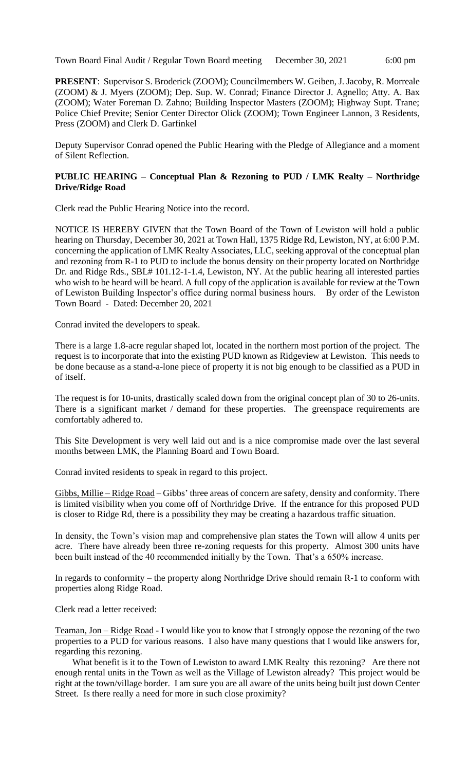Town Board Final Audit / Regular Town Board meeting December 30, 2021 6:00 pm

**PRESENT**: Supervisor S. Broderick (ZOOM); Councilmembers W. Geiben, J. Jacoby, R. Morreale (ZOOM) & J. Myers (ZOOM); Dep. Sup. W. Conrad; Finance Director J. Agnello; Atty. A. Bax (ZOOM); Water Foreman D. Zahno; Building Inspector Masters (ZOOM); Highway Supt. Trane; Police Chief Previte; Senior Center Director Olick (ZOOM); Town Engineer Lannon, 3 Residents, Press (ZOOM) and Clerk D. Garfinkel

Deputy Supervisor Conrad opened the Public Hearing with the Pledge of Allegiance and a moment of Silent Reflection.

**PUBLIC HEARING – Conceptual Plan & Rezoning to PUD / LMK Realty – Northridge Drive/Ridge Road**

Clerk read the Public Hearing Notice into the record.

NOTICE IS HEREBY GIVEN that the Town Board of the Town of Lewiston will hold a public hearing on Thursday, December 30, 2021 at Town Hall, 1375 Ridge Rd, Lewiston, NY, at 6:00 P.M. concerning the application of LMK Realty Associates, LLC, seeking approval of the conceptual plan and rezoning from R-1 to PUD to include the bonus density on their property located on Northridge Dr. and Ridge Rds., SBL# 101.12-1-1.4, Lewiston, NY. At the public hearing all interested parties who wish to be heard will be heard. A full copy of the application is available for review at the Town of Lewiston Building Inspector's office during normal business hours. By order of the Lewiston Town Board - Dated: December 20, 2021

Conrad invited the developers to speak.

There is a large 1.8-acre regular shaped lot, located in the northern most portion of the project. The request is to incorporate that into the existing PUD known as Ridgeview at Lewiston. This needs to be done because as a stand-a-lone piece of property it is not big enough to be classified as a PUD in of itself.

The request is for 10-units, drastically scaled down from the original concept plan of 30 to 26-units. There is a significant market / demand for these properties. The greenspace requirements are comfortably adhered to.

This Site Development is very well laid out and is a nice compromise made over the last several months between LMK, the Planning Board and Town Board.

Conrad invited residents to speak in regard to this project.

Gibbs, Millie – Ridge Road – Gibbs' three areas of concern are safety, density and conformity. There is limited visibility when you come off of Northridge Drive. If the entrance for this proposed PUD is closer to Ridge Rd, there is a possibility they may be creating a hazardous traffic situation.

In density, the Town's vision map and comprehensive plan states the Town will allow 4 units per acre. There have already been three re-zoning requests for this property. Almost 300 units have been built instead of the 40 recommended initially by the Town. That's a 650% increase.

In regards to conformity – the property along Northridge Drive should remain R-1 to conform with properties along Ridge Road.

Clerk read a letter received:

Teaman, Jon – Ridge Road - I would like you to know that I strongly oppose the rezoning of the two properties to a PUD for various reasons. I also have many questions that I would like answers for, regarding this rezoning.

What benefit is it to the Town of Lewiston to award LMK Realty this rezoning? Are there not enough rental units in the Town as well as the Village of Lewiston already? This project would be right at the town/village border. I am sure you are all aware of the units being built just down Center Street. Is there really a need for more in such close proximity?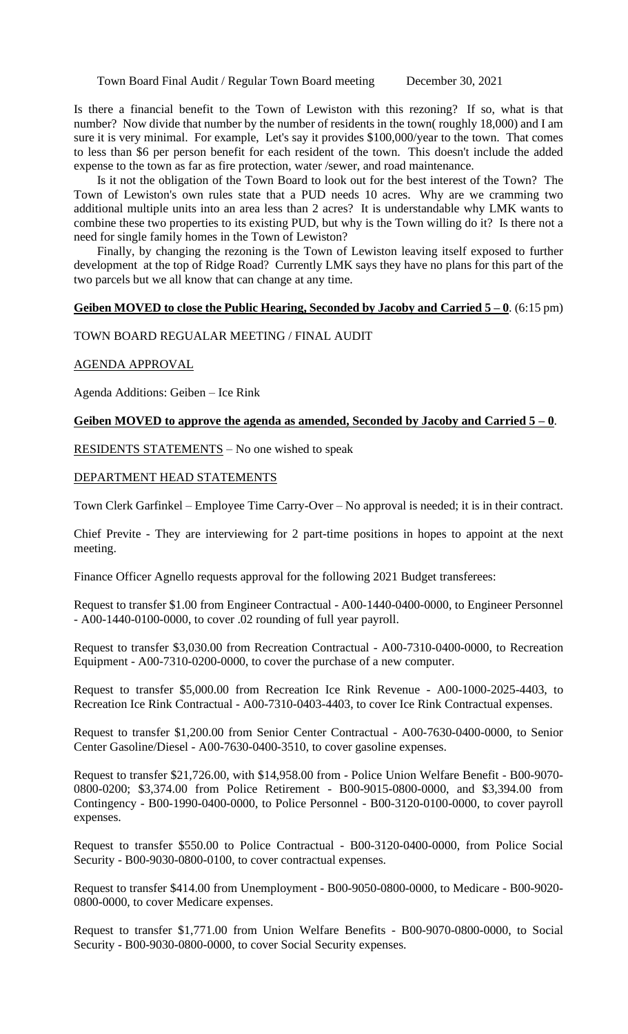Town Board Final Audit / Regular Town Board meeting December 30, 2021

Is there a financial benefit to the Town of Lewiston with this rezoning? If so, what is that number? Now divide that number by the number of residents in the town( roughly 18,000) and I am sure it is very minimal. For example, Let's say it provides $100,000/year to the town. That comes to less than $6 per person benefit for each resident of the town. This doesn't include the added expense to the town as far as fire protection, water /sewer, and road maintenance.

Is it not the obligation of the Town Board to look out for the best interest of the Town? The Town of Lewiston's own rules state that a PUD needs 10 acres. Why are we cramming two additional multiple units into an area less than 2 acres? It is understandable why LMK wants to combine these two properties to its existing PUD, but why is the Town willing do it? Is there not a need for single family homes in the Town of Lewiston?

Finally, by changing the rezoning is the Town of Lewiston leaving itself exposed to further development at the top of Ridge Road? Currently LMK says they have no plans for this part of the two parcels but we all know that can change at any time.

**Geiben MOVED to close the Public Hearing, Seconded by Jacoby and Carried 5 – 0**. (6:15 pm)

TOWN BOARD REGUALAR MEETING / FINAL AUDIT

AGENDA APPROVAL

Agenda Additions: Geiben – Ice Rink

**Geiben MOVED to approve the agenda as amended, Seconded by Jacoby and Carried 5 – 0**.

RESIDENTS STATEMENTS – No one wished to speak

DEPARTMENT HEAD STATEMENTS

Town Clerk Garfinkel – Employee Time Carry-Over – No approval is needed; it is in their contract.

Chief Previte - They are interviewing for 2 part-time positions in hopes to appoint at the next meeting.

Finance Officer Agnello requests approval for the following 2021 Budget transferees:

Request to transfer $1.00 from Engineer Contractual - A00-1440-0400-0000, to Engineer Personnel - A00-1440-0100-0000, to cover .02 rounding of full year payroll.

Request to transfer $3,030.00 from Recreation Contractual - A00-7310-0400-0000, to Recreation Equipment - A00-7310-0200-0000, to cover the purchase of a new computer.

Request to transfer $5,000.00 from Recreation Ice Rink Revenue - A00-1000-2025-4403, to Recreation Ice Rink Contractual - A00-7310-0403-4403, to cover Ice Rink Contractual expenses.

Request to transfer $1,200.00 from Senior Center Contractual - A00-7630-0400-0000, to Senior Center Gasoline/Diesel - A00-7630-0400-3510, to cover gasoline expenses.

Request to transfer $21,726.00, with $14,958.00 from - Police Union Welfare Benefit - B00-9070-0800-0200; $3,374.00 from Police Retirement - B00-9015-0800-0000, and $3,394.00 from Contingency - B00-1990-0400-0000, to Police Personnel - B00-3120-0100-0000, to cover payroll expenses.

Request to transfer $550.00 to Police Contractual - B00-3120-0400-0000, from Police Social Security - B00-9030-0800-0100, to cover contractual expenses.

Request to transfer $414.00 from Unemployment - B00-9050-0800-0000, to Medicare - B00-9020-0800-0000, to cover Medicare expenses.

Request to transfer $1,771.00 from Union Welfare Benefits - B00-9070-0800-0000, to Social Security - B00-9030-0800-0000, to cover Social Security expenses.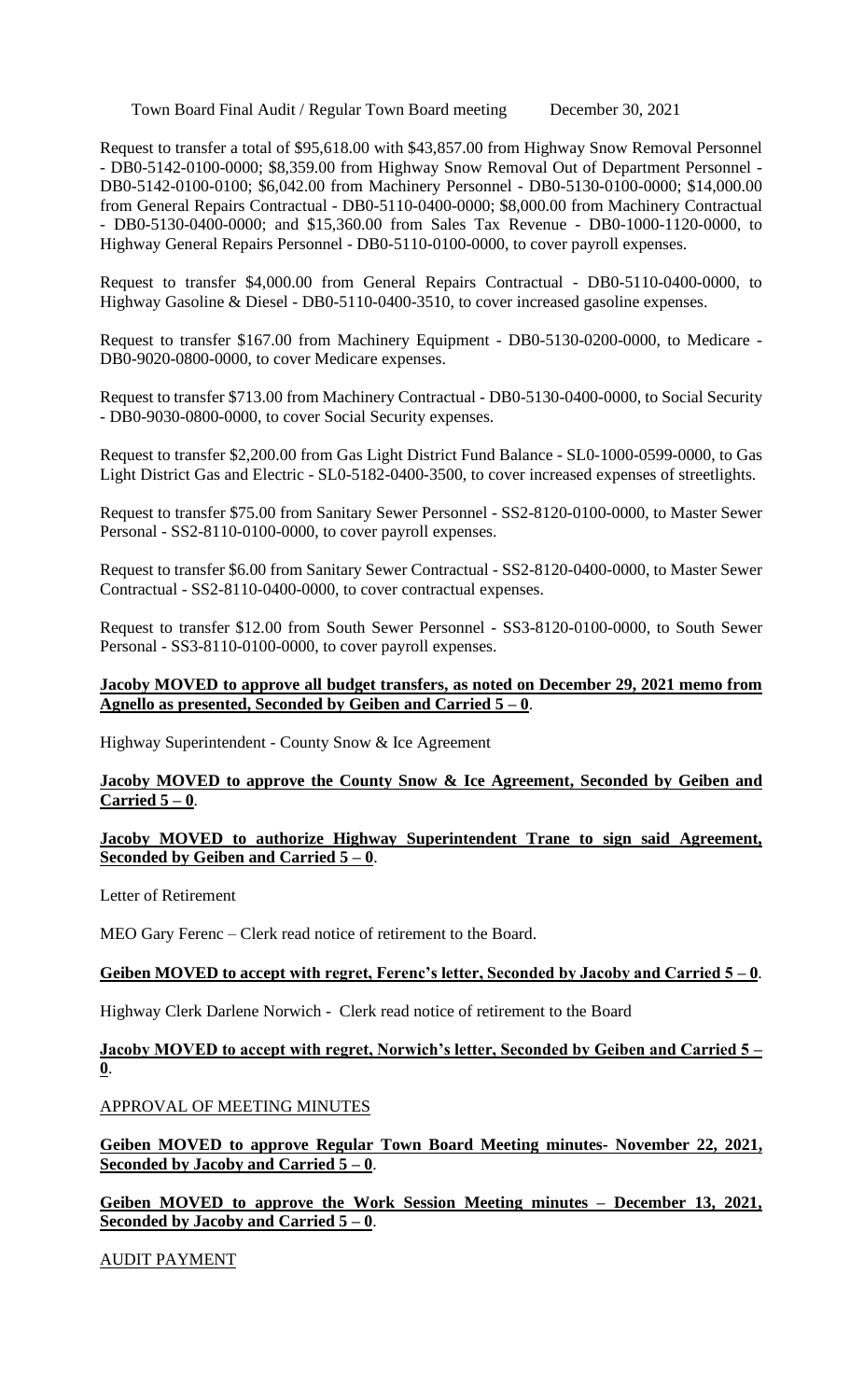Request to transfer a total of $95,618.00 with $43,857.00 from Highway Snow Removal Personnel - DB0-5142-0100-0000; $8,359.00 from Highway Snow Removal Out of Department Personnel - DB0-5142-0100-0100; $6,042.00 from Machinery Personnel - DB0-5130-0100-0000; $14,000.00 from General Repairs Contractual - DB0-5110-0400-0000; $8,000.00 from Machinery Contractual - DB0-5130-0400-0000; and $15,360.00 from Sales Tax Revenue - DB0-1000-1120-0000, to Highway General Repairs Personnel - DB0-5110-0100-0000, to cover payroll expenses.

Request to transfer $4,000.00 from General Repairs Contractual - DB0-5110-0400-0000, to Highway Gasoline & Diesel - DB0-5110-0400-3510, to cover increased gasoline expenses.

Request to transfer $167.00 from Machinery Equipment - DB0-5130-0200-0000, to Medicare - DB0-9020-0800-0000, to cover Medicare expenses.

Request to transfer $713.00 from Machinery Contractual - DB0-5130-0400-0000, to Social Security - DB0-9030-0800-0000, to cover Social Security expenses.

Request to transfer $2,200.00 from Gas Light District Fund Balance - SL0-1000-0599-0000, to Gas Light District Gas and Electric - SL0-5182-0400-3500, to cover increased expenses of streetlights.

Request to transfer $75.00 from Sanitary Sewer Personnel - SS2-8120-0100-0000, to Master Sewer Personal - SS2-8110-0100-0000, to cover payroll expenses.

Request to transfer $6.00 from Sanitary Sewer Contractual - SS2-8120-0400-0000, to Master Sewer Contractual - SS2-8110-0400-0000, to cover contractual expenses.

Request to transfer $12.00 from South Sewer Personnel - SS3-8120-0100-0000, to South Sewer Personal - SS3-8110-0100-0000, to cover payroll expenses.

**Jacoby MOVED to approve all budget transfers, as noted on December 29, 2021 memo from Agnello as presented, Seconded by Geiben and Carried 5 – 0**.

Highway Superintendent - County Snow & Ice Agreement

**Jacoby MOVED to approve the County Snow & Ice Agreement, Seconded by Geiben and Carried 5 – 0**.

**Jacoby MOVED to authorize Highway Superintendent Trane to sign said Agreement, Seconded by Geiben and Carried 5 – 0**.

Letter of Retirement

MEO Gary Ferenc – Clerk read notice of retirement to the Board.

**Geiben MOVED to accept with regret, Ferenc's letter, Seconded by Jacoby and Carried 5 – 0**.

Highway Clerk Darlene Norwich - Clerk read notice of retirement to the Board

**Jacoby MOVED to accept with regret, Norwich's letter, Seconded by Geiben and Carried 5 – 0**.

APPROVAL OF MEETING MINUTES

**Geiben MOVED to approve Regular Town Board Meeting minutes- November 22, 2021, Seconded by Jacoby and Carried 5 – 0**.

**Geiben MOVED to approve the Work Session Meeting minutes – December 13, 2021, Seconded by Jacoby and Carried 5 – 0**.

AUDIT PAYMENT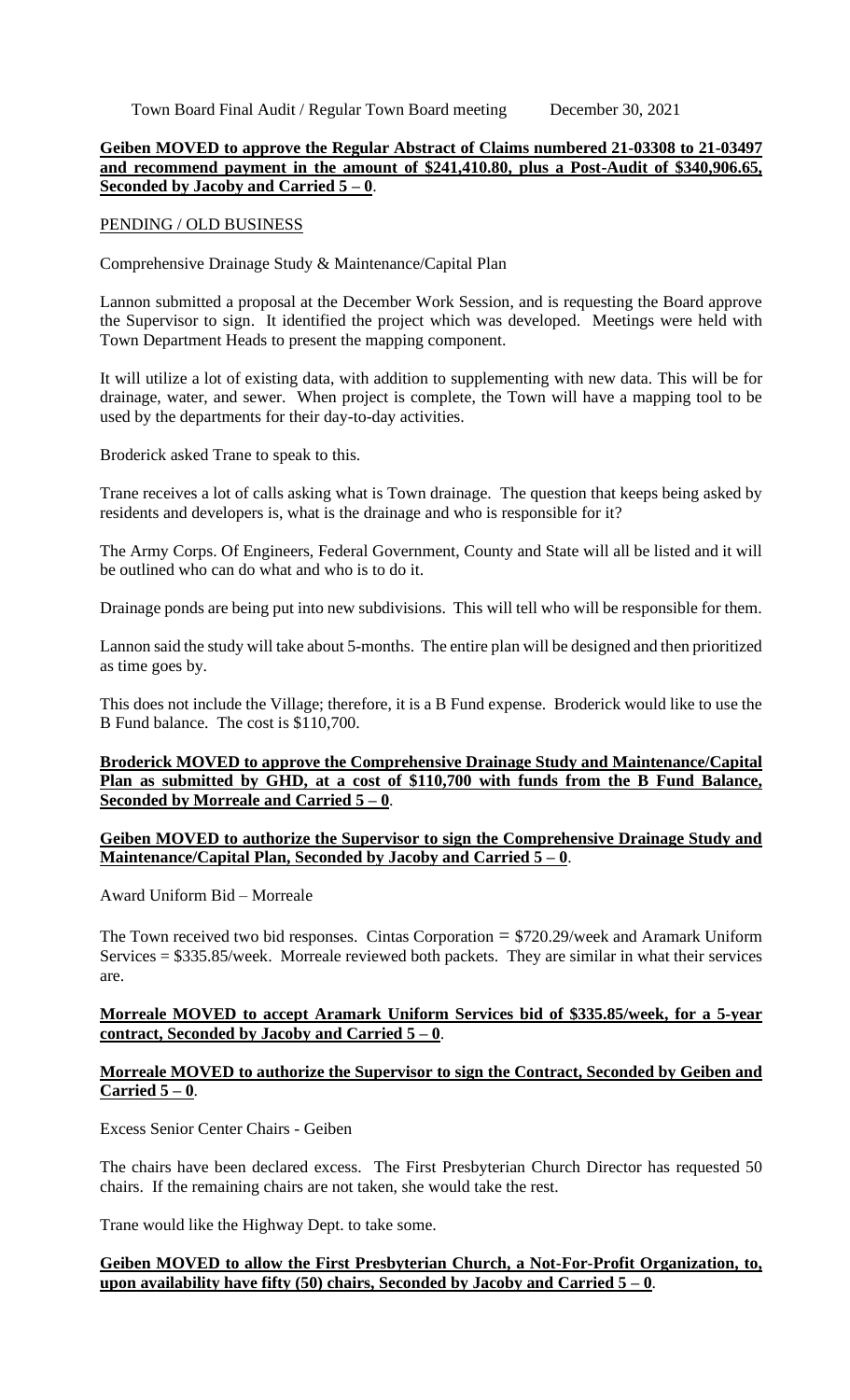Town Board Final Audit / Regular Town Board meeting December 30, 2021

**Geiben MOVED to approve the Regular Abstract of Claims numbered 21-03308 to 21-03497 and recommend payment in the amount of $241,410.80, plus a Post-Audit of $340,906.65, Seconded by Jacoby and Carried 5 – 0**.

PENDING / OLD BUSINESS

Comprehensive Drainage Study & Maintenance/Capital Plan

Lannon submitted a proposal at the December Work Session, and is requesting the Board approve the Supervisor to sign. It identified the project which was developed. Meetings were held with Town Department Heads to present the mapping component.

It will utilize a lot of existing data, with addition to supplementing with new data. This will be for drainage, water, and sewer. When project is complete, the Town will have a mapping tool to be used by the departments for their day-to-day activities.

Broderick asked Trane to speak to this.

Trane receives a lot of calls asking what is Town drainage. The question that keeps being asked by residents and developers is, what is the drainage and who is responsible for it?

The Army Corps. Of Engineers, Federal Government, County and State will all be listed and it will be outlined who can do what and who is to do it.

Drainage ponds are being put into new subdivisions. This will tell who will be responsible for them.

Lannon said the study will take about 5-months. The entire plan will be designed and then prioritized as time goes by.

This does not include the Village; therefore, it is a B Fund expense. Broderick would like to use the B Fund balance. The cost is $110,700.

**Broderick MOVED to approve the Comprehensive Drainage Study and Maintenance/Capital Plan as submitted by GHD, at a cost of $110,700 with funds from the B Fund Balance, Seconded by Morreale and Carried 5 – 0**.

**Geiben MOVED to authorize the Supervisor to sign the Comprehensive Drainage Study and Maintenance/Capital Plan, Seconded by Jacoby and Carried 5 – 0**.

Award Uniform Bid – Morreale

The Town received two bid responses. Cintas Corporation = $720.29/week and Aramark Uniform Services = $335.85/week. Morreale reviewed both packets. They are similar in what their services are.

**Morreale MOVED to accept Aramark Uniform Services bid of $335.85/week, for a 5-year contract, Seconded by Jacoby and Carried 5 – 0**.

**Morreale MOVED to authorize the Supervisor to sign the Contract, Seconded by Geiben and Carried 5 – 0**.

Excess Senior Center Chairs - Geiben

The chairs have been declared excess. The First Presbyterian Church Director has requested 50 chairs. If the remaining chairs are not taken, she would take the rest.

Trane would like the Highway Dept. to take some.

**Geiben MOVED to allow the First Presbyterian Church, a Not-For-Profit Organization, to, upon availability have fifty (50) chairs, Seconded by Jacoby and Carried 5 – 0**.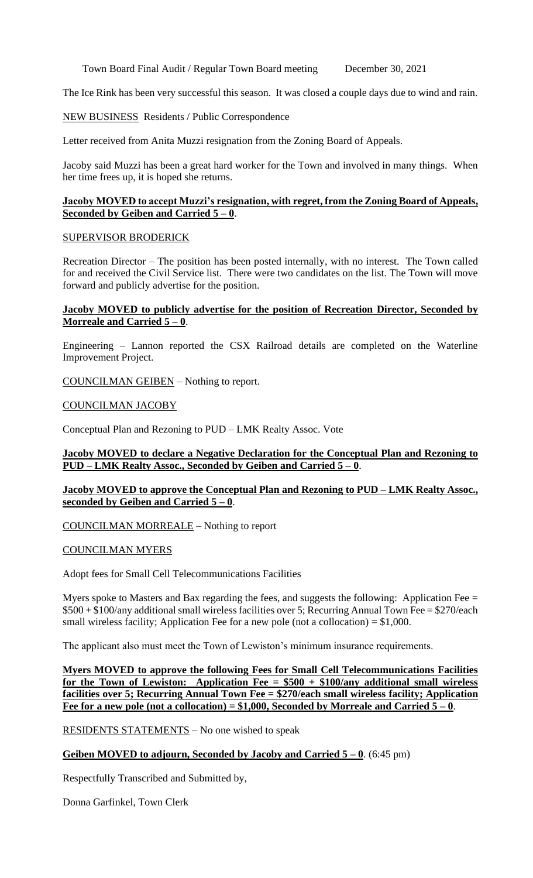The Ice Rink has been very successful this season. It was closed a couple days due to wind and rain.

NEW BUSINESS Residents / Public Correspondence

Letter received from Anita Muzzi resignation from the Zoning Board of Appeals.

Jacoby said Muzzi has been a great hard worker for the Town and involved in many things. When her time frees up, it is hoped she returns.

**Jacoby MOVED to accept Muzzi's resignation, with regret, from the Zoning Board of Appeals, Seconded by Geiben and Carried 5 – 0**.

SUPERVISOR BRODERICK

Recreation Director – The position has been posted internally, with no interest. The Town called for and received the Civil Service list. There were two candidates on the list. The Town will move forward and publicly advertise for the position.

**Jacoby MOVED to publicly advertise for the position of Recreation Director, Seconded by Morreale and Carried 5 – 0**.

Engineering – Lannon reported the CSX Railroad details are completed on the Waterline Improvement Project.

COUNCILMAN GEIBEN – Nothing to report.

COUNCILMAN JACOBY

Conceptual Plan and Rezoning to PUD – LMK Realty Assoc. Vote

**Jacoby MOVED to declare a Negative Declaration for the Conceptual Plan and Rezoning to PUD – LMK Realty Assoc., Seconded by Geiben and Carried 5 – 0**.

**Jacoby MOVED to approve the Conceptual Plan and Rezoning to PUD – LMK Realty Assoc., seconded by Geiben and Carried 5 – 0**.

COUNCILMAN MORREALE – Nothing to report

COUNCILMAN MYERS

Adopt fees for Small Cell Telecommunications Facilities

Myers spoke to Masters and Bax regarding the fees, and suggests the following: Application Fee = $500 + $100/any additional small wireless facilities over 5; Recurring Annual Town Fee = $270/each small wireless facility; Application Fee for a new pole (not a collocation) = $1,000.

The applicant also must meet the Town of Lewiston's minimum insurance requirements.

**Myers MOVED to approve the following Fees for Small Cell Telecommunications Facilities for the Town of Lewiston: Application Fee = $500 + $100/any additional small wireless facilities over 5; Recurring Annual Town Fee = $270/each small wireless facility; Application Fee for a new pole (not a collocation) = $1,000, Seconded by Morreale and Carried 5 – 0**.

RESIDENTS STATEMENTS – No one wished to speak

**Geiben MOVED to adjourn, Seconded by Jacoby and Carried 5 – 0**. (6:45 pm)

Respectfully Transcribed and Submitted by,

Donna Garfinkel, Town Clerk